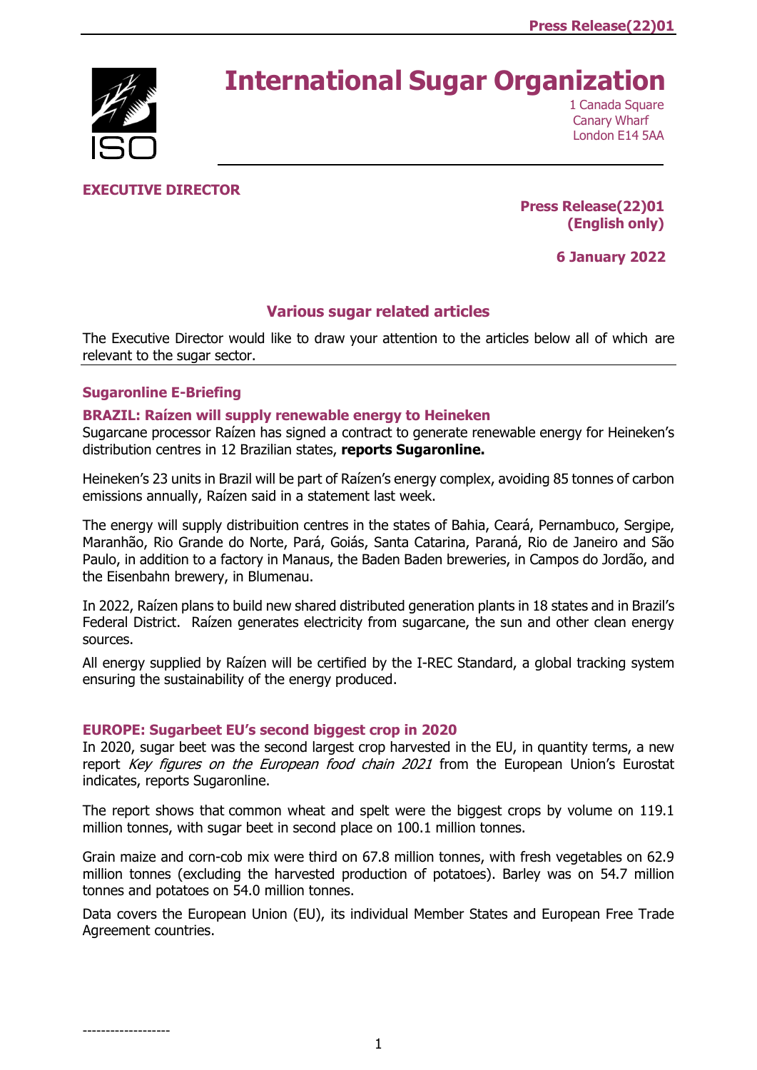# International Sugar Organization

1 Canada Square
Canary Wharf
London E14 5AA

**EXECUTIVE DIRECTOR**

**Press Release(22)01**
**(English only)**

**6 January 2022**

## Various sugar related articles

The Executive Director would like to draw your attention to the articles below all of which are relevant to the sugar sector.

---

### Sugaronline E-Briefing

#### BRAZIL: Raízen will supply renewable energy to Heineken

Sugarcane processor Raízen has signed a contract to generate renewable energy for Heineken's distribution centres in 12 Brazilian states, **reports Sugaronline.**

Heineken's 23 units in Brazil will be part of Raízen's energy complex, avoiding 85 tonnes of carbon emissions annually, Raízen said in a statement last week.

The energy will supply distribuition centres in the states of Bahia, Ceará, Pernambuco, Sergipe, Maranhão, Rio Grande do Norte, Pará, Goiás, Santa Catarina, Paraná, Rio de Janeiro and São Paulo, in addition to a factory in Manaus, the Baden Baden breweries, in Campos do Jordão, and the Eisenbahn brewery, in Blumenau.

In 2022, Raízen plans to build new shared distributed generation plants in 18 states and in Brazil's Federal District. Raízen generates electricity from sugarcane, the sun and other clean energy sources.

All energy supplied by Raízen will be certified by the I-REC Standard, a global tracking system ensuring the sustainability of the energy produced.

#### EUROPE: Sugarbeet EU's second biggest crop in 2020

In 2020, sugar beet was the second largest crop harvested in the EU, in quantity terms, a new report *Key figures on the European food chain 2021* from the European Union's Eurostat indicates, reports Sugaronline.

The report shows that common wheat and spelt were the biggest crops by volume on 119.1 million tonnes, with sugar beet in second place on 100.1 million tonnes.

Grain maize and corn-cob mix were third on 67.8 million tonnes, with fresh vegetables on 62.9 million tonnes (excluding the harvested production of potatoes). Barley was on 54.7 million tonnes and potatoes on 54.0 million tonnes.

Data covers the European Union (EU), its individual Member States and European Free Trade Agreement countries.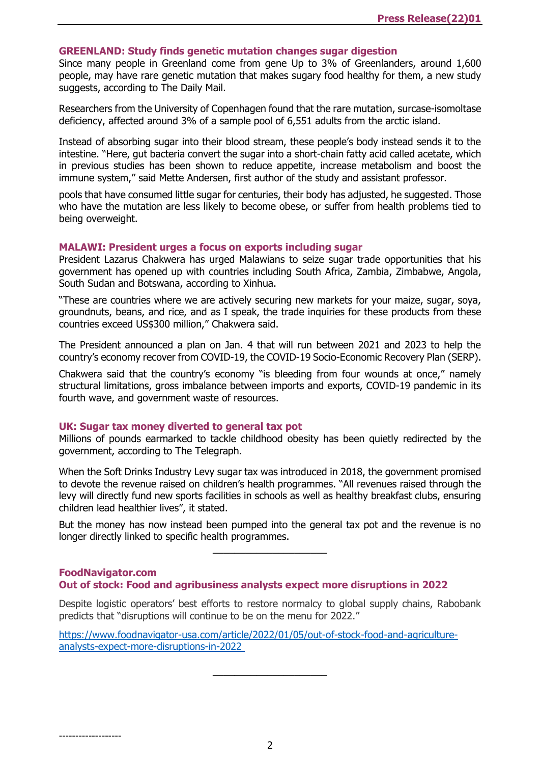**GREENLAND: Study finds genetic mutation changes sugar digestion**

Since many people in Greenland come from gene Up to 3% of Greenlanders, around 1,600 people, may have rare genetic mutation that makes sugary food healthy for them, a new study suggests, according to The Daily Mail.

Researchers from the University of Copenhagen found that the rare mutation, surcase-isomoltase deficiency, affected around 3% of a sample pool of 6,551 adults from the arctic island.

Instead of absorbing sugar into their blood stream, these people's body instead sends it to the intestine. "Here, gut bacteria convert the sugar into a short-chain fatty acid called acetate, which in previous studies has been shown to reduce appetite, increase metabolism and boost the immune system," said Mette Andersen, first author of the study and assistant professor.

pools that have consumed little sugar for centuries, their body has adjusted, he suggested. Those who have the mutation are less likely to become obese, or suffer from health problems tied to being overweight.

**MALAWI: President urges a focus on exports including sugar**

President Lazarus Chakwera has urged Malawians to seize sugar trade opportunities that his government has opened up with countries including South Africa, Zambia, Zimbabwe, Angola, South Sudan and Botswana, according to Xinhua.

"These are countries where we are actively securing new markets for your maize, sugar, soya, groundnuts, beans, and rice, and as I speak, the trade inquiries for these products from these countries exceed US$300 million," Chakwera said.

The President announced a plan on Jan. 4 that will run between 2021 and 2023 to help the country's economy recover from COVID-19, the COVID-19 Socio-Economic Recovery Plan (SERP).

Chakwera said that the country's economy "is bleeding from four wounds at once," namely structural limitations, gross imbalance between imports and exports, COVID-19 pandemic in its fourth wave, and government waste of resources.

**UK: Sugar tax money diverted to general tax pot**

Millions of pounds earmarked to tackle childhood obesity has been quietly redirected by the government, according to The Telegraph.

When the Soft Drinks Industry Levy sugar tax was introduced in 2018, the government promised to devote the revenue raised on children's health programmes. "All revenues raised through the levy will directly fund new sports facilities in schools as well as healthy breakfast clubs, ensuring children lead healthier lives", it stated.

But the money has now instead been pumped into the general tax pot and the revenue is no longer directly linked to specific health programmes.

---

**FoodNavigator.com**
**Out of stock: Food and agribusiness analysts expect more disruptions in 2022**

Despite logistic operators' best efforts to restore normalcy to global supply chains, Rabobank predicts that "disruptions will continue to be on the menu for 2022."

https://www.foodnavigator-usa.com/article/2022/01/05/out-of-stock-food-and-agriculture-analysts-expect-more-disruptions-in-2022

---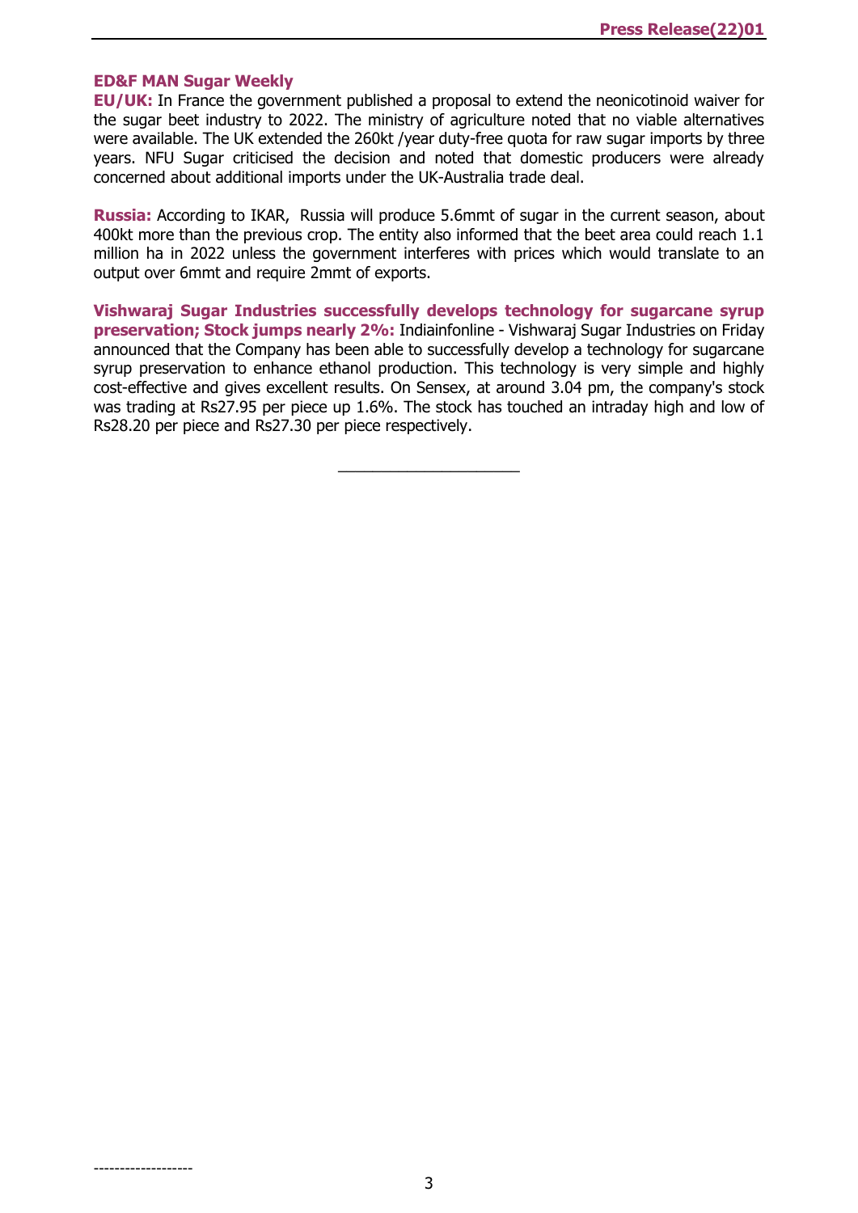**ED&F MAN Sugar Weekly**

**EU/UK:** In France the government published a proposal to extend the neonicotinoid waiver for the sugar beet industry to 2022. The ministry of agriculture noted that no viable alternatives were available. The UK extended the 260kt /year duty-free quota for raw sugar imports by three years. NFU Sugar criticised the decision and noted that domestic producers were already concerned about additional imports under the UK-Australia trade deal.

**Russia:** According to IKAR, Russia will produce 5.6mmt of sugar in the current season, about 400kt more than the previous crop. The entity also informed that the beet area could reach 1.1 million ha in 2022 unless the government interferes with prices which would translate to an output over 6mmt and require 2mmt of exports.

**Vishwaraj Sugar Industries successfully develops technology for sugarcane syrup preservation; Stock jumps nearly 2%:** Indiainfonline - Vishwaraj Sugar Industries on Friday announced that the Company has been able to successfully develop a technology for sugarcane syrup preservation to enhance ethanol production. This technology is very simple and highly cost-effective and gives excellent results. On Sensex, at around 3.04 pm, the company's stock was trading at Rs27.95 per piece up 1.6%. The stock has touched an intraday high and low of Rs28.20 per piece and Rs27.30 per piece respectively.

---